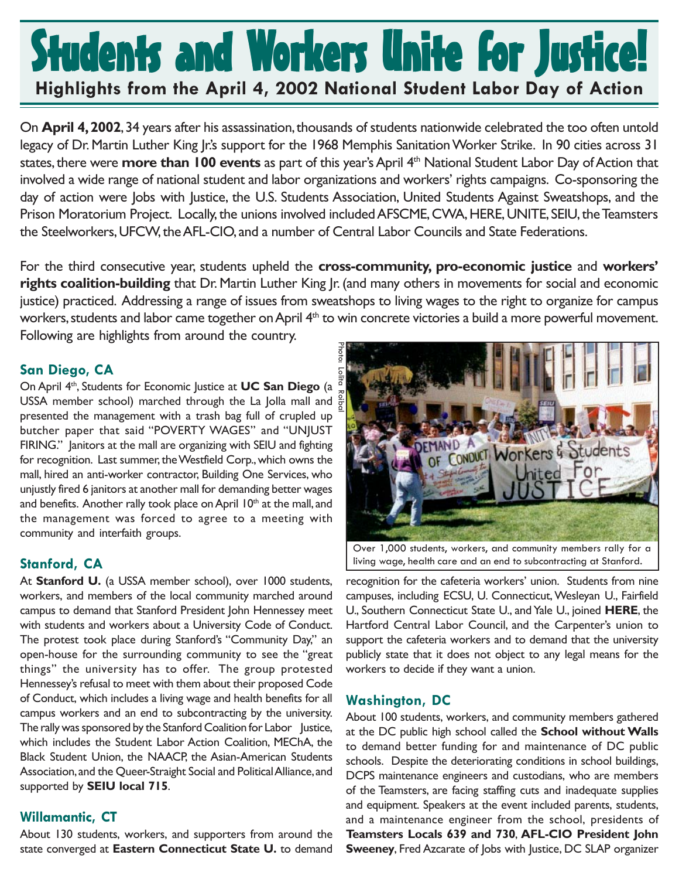# Students and Workers Unite for Justice!

## Highlights from the April 4, 2002 National Student Labor Day of Action

On **April 4, 2002**, 34 years after his assassination, thousands of students nationwide celebrated the too often untold legacy of Dr. Martin Luther King Jr.'s support for the 1968 Memphis Sanitation Worker Strike. In 90 cities across 31 states, there were **more than 100 events** as part of this year's April 4th National Student Labor Day of Action that involved a wide range of national student and labor organizations and workers' rights campaigns. Co-sponsoring the day of action were Jobs with Justice, the U.S. Students Association, United Students Against Sweatshops, and the Prison Moratorium Project. Locally, the unions involved included AFSCME, CWA, HERE, UNITE, SEIU, the Teamsters the Steelworkers, UFCW, the AFL-CIO, and a number of Central Labor Councils and State Federations.

For the third consecutive year, students upheld the **cross-community, pro-economic justice** and **workers' rights coalition-building** that Dr. Martin Luther King Jr. (and many others in movements for social and economic justice) practiced. Addressing a range of issues from sweatshops to living wages to the right to organize for campus workers, students and labor came together on April 4th to win concrete victories a build a more powerful movement. Following are highlights from around the country.

### San Diego, CA

On April 4th, Students for Economic Justice at **UC San Diego** (a USSA member school) marched through the La Jolla mall and presented the management with a trash bag full of crupled up butcher paper that said "POVERTY WAGES" and "UNJUST FIRING." Janitors at the mall are organizing with SEIU and fighting for recognition. Last summer, the Westfield Corp., which owns the mall, hired an anti-worker contractor, Building One Services, who unjustly fired 6 janitors at another mall for demanding better wages and benefits. Another rally took place on April 10th at the mall, and the management was forced to agree to a meeting with community and interfaith groups.

Photo: Lolita Roibal

Over 1,000 students, workers, and community members rally for a living wage, health care and an end to subcontracting at Stanford.

### Stanford, CA

At **Stanford U.** (a USSA member school), over 1000 students, workers, and members of the local community marched around campus to demand that Stanford President John Hennessey meet with students and workers about a University Code of Conduct. The protest took place during Stanford's "Community Day," an open-house for the surrounding community to see the "great things" the university has to offer. The group protested Hennessey's refusal to meet with them about their proposed Code of Conduct, which includes a living wage and health benefits for all campus workers and an end to subcontracting by the university. The rally was sponsored by the Stanford Coalition for Labor Justice, which includes the Student Labor Action Coalition, MEChA, the Black Student Union, the NAACP, the Asian-American Students Association, and the Queer-Straight Social and Political Alliance, and supported by **SEIU local 715**.

### Willamantic, CT

About 130 students, workers, and supporters from around the state converged at **Eastern Connecticut State U.** to demand recognition for the cafeteria workers' union. Students from nine campuses, including ECSU, U. Connecticut, Wesleyan U., Fairfield U., Southern Connecticut State U., and Yale U., joined **HERE**, the Hartford Central Labor Council, and the Carpenter's union to support the cafeteria workers and to demand that the university publicly state that it does not object to any legal means for the workers to decide if they want a union.

### Washington, DC

About 100 students, workers, and community members gathered at the DC public high school called the **School without Walls** to demand better funding for and maintenance of DC public schools. Despite the deteriorating conditions in school buildings, DCPS maintenance engineers and custodians, who are members of the Teamsters, are facing staffing cuts and inadequate supplies and equipment. Speakers at the event included parents, students, and a maintenance engineer from the school, presidents of **Teamsters Locals 639 and 730**, **AFL-CIO President John Sweeney**, Fred Azcarate of Jobs with Justice, DC SLAP organizer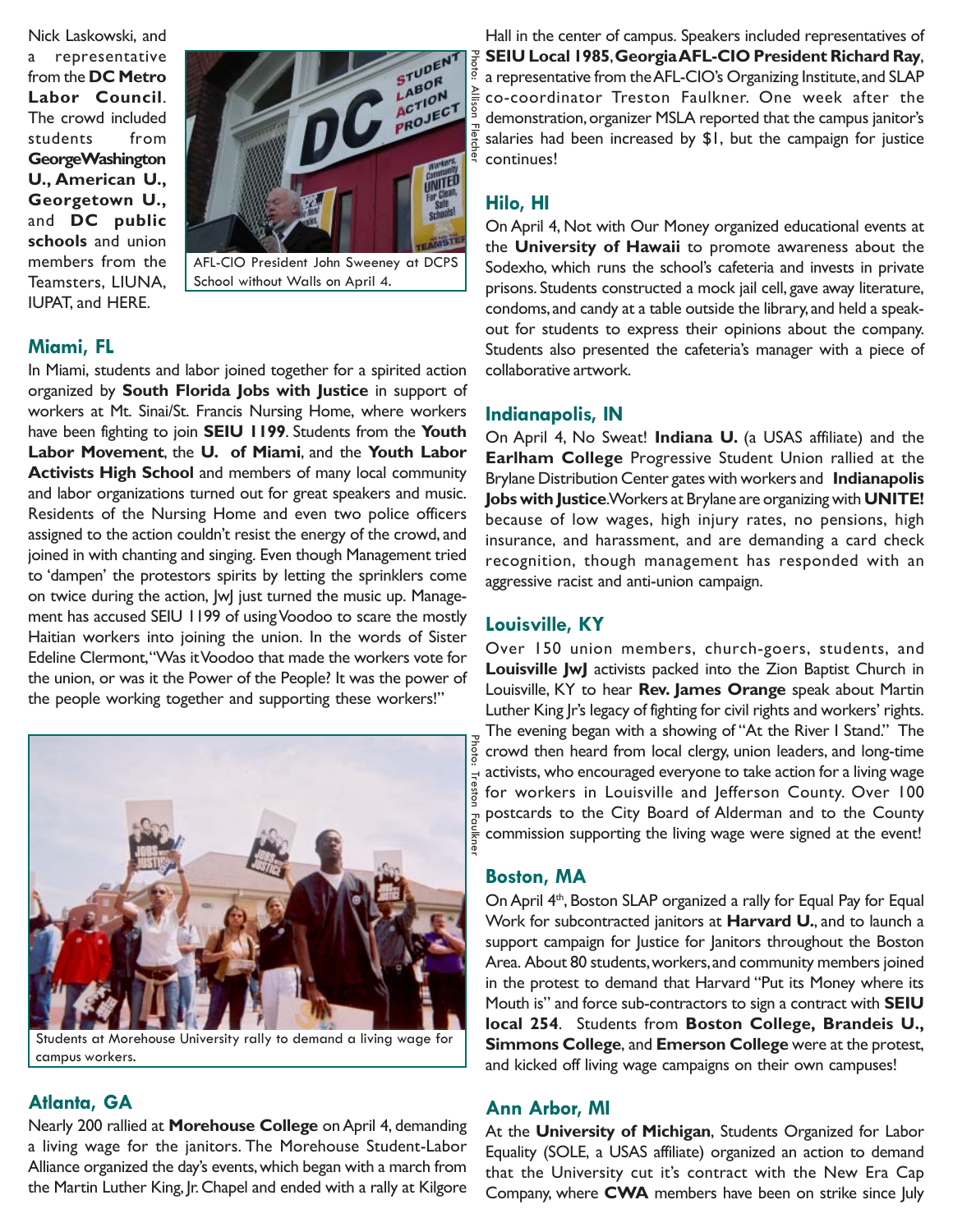Nick Laskowski, and a representative from the **DC Metro Labor Council**. The crowd included students from **George Washington U., American U., Georgetown U.,** and **DC public schools** and union members from the Teamsters, LIUNA, IUPAT, and HERE.

AFL-CIO President John Sweeney at DCPS School without Walls on April 4.

## Miami, FL

In Miami, students and labor joined together for a spirited action organized by **South Florida Jobs with Justice** in support of workers at Mt. Sinai/St. Francis Nursing Home, where workers have been fighting to join **SEIU 1199**. Students from the **Youth Labor Movement**, the **U. of Miami**, and the **Youth Labor Activists High School** and members of many local community and labor organizations turned out for great speakers and music. Residents of the Nursing Home and even two police officers assigned to the action couldn't resist the energy of the crowd, and joined in with chanting and singing. Even though Management tried to 'dampen' the protestors spirits by letting the sprinklers come on twice during the action, JwJ just turned the music up. Management has accused SEIU 1199 of using Voodoo to scare the mostly Haitian workers into joining the union. In the words of Sister Edeline Clermont, "Was it Voodoo that made the workers vote for the union, or was it the Power of the People? It was the power of the people working together and supporting these workers!"

Students at Morehouse University rally to demand a living wage for campus workers.

## Atlanta, GA

Nearly 200 rallied at **Morehouse College** on April 4, demanding a living wage for the janitors. The Morehouse Student-Labor Alliance organized the day's events, which began with a march from the Martin Luther King, Jr. Chapel and ended with a rally at Kilgore Hall in the center of campus. Speakers included representatives of **SEIU Local 1985**, **Georgia AFL-CIO President Richard Ray**, a representative from the AFL-CIO's Organizing Institute, and SLAP co-coordinator Treston Faulkner. One week after the demonstration, organizer MSLA reported that the campus janitor's salaries had been increased by $1, but the campaign for justice continues!

## Hilo, HI

On April 4, Not with Our Money organized educational events at the **University of Hawaii** to promote awareness about the Sodexho, which runs the school's cafeteria and invests in private prisons. Students constructed a mock jail cell, gave away literature, condoms, and candy at a table outside the library, and held a speak-out for students to express their opinions about the company. Students also presented the cafeteria's manager with a piece of collaborative artwork.

## Indianapolis, IN

On April 4, No Sweat! **Indiana U.** (a USAS affiliate) and the **Earlham College** Progressive Student Union rallied at the Brylane Distribution Center gates with workers and **Indianapolis Jobs with Justice**. Workers at Brylane are organizing with **UNITE!** because of low wages, high injury rates, no pensions, high insurance, and harassment, and are demanding a card check recognition, though management has responded with an aggressive racist and anti-union campaign.

## Louisville, KY

Over 150 union members, church-goers, students, and **Louisville JwJ** activists packed into the Zion Baptist Church in Louisville, KY to hear **Rev. James Orange** speak about Martin Luther King Jr's legacy of fighting for civil rights and workers' rights. The evening began with a showing of "At the River I Stand." The crowd then heard from local clergy, union leaders, and long-time activists, who encouraged everyone to take action for a living wage for workers in Louisville and Jefferson County. Over 100 postcards to the City Board of Alderman and to the County commission supporting the living wage were signed at the event!

## Boston, MA

On April 4th, Boston SLAP organized a rally for Equal Pay for Equal Work for subcontracted janitors at **Harvard U.**, and to launch a support campaign for Justice for Janitors throughout the Boston Area. About 80 students, workers, and community members joined in the protest to demand that Harvard "Put its Money where its Mouth is" and force sub-contractors to sign a contract with **SEIU local 254**. Students from **Boston College, Brandeis U., Simmons College**, and **Emerson College** were at the protest, and kicked off living wage campaigns on their own campuses!

## Ann Arbor, MI

At the **University of Michigan**, Students Organized for Labor Equality (SOLE, a USAS affiliate) organized an action to demand that the University cut it's contract with the New Era Cap Company, where **CWA** members have been on strike since July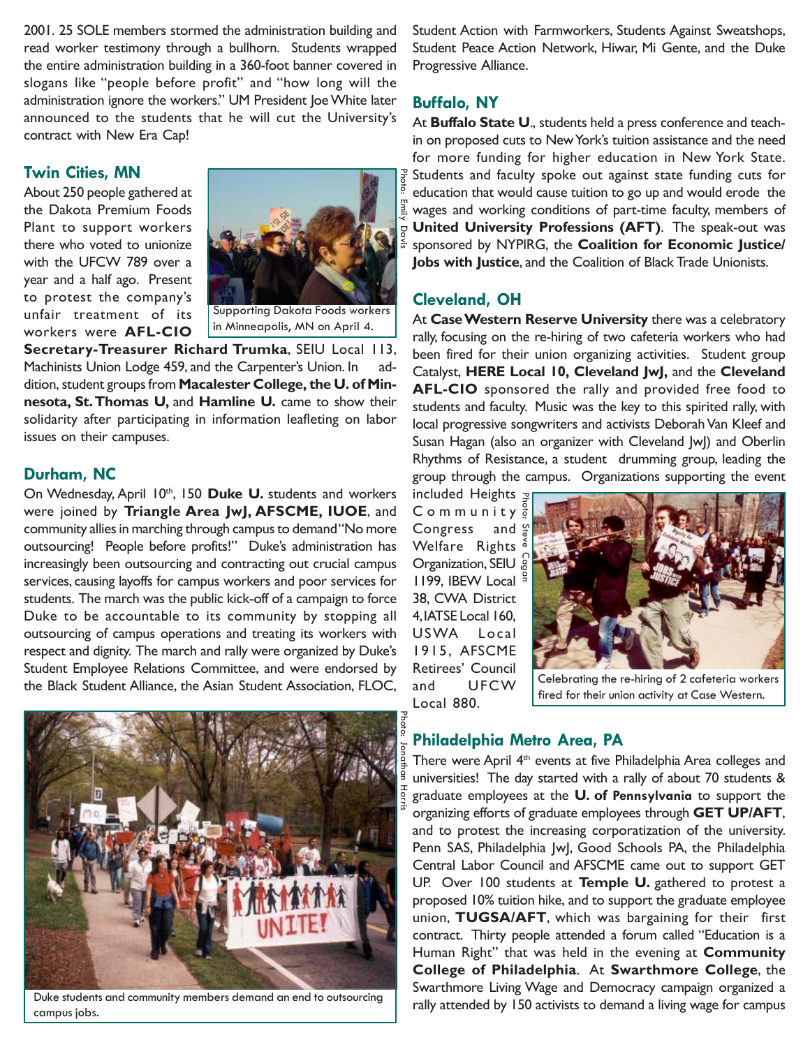2001. 25 SOLE members stormed the administration building and read worker testimony through a bullhorn. Students wrapped the entire administration building in a 360-foot banner covered in slogans like "people before profit" and "how long will the administration ignore the workers." UM President Joe White later announced to the students that he will cut the University's contract with New Era Cap!

## Twin Cities, MN

About 250 people gathered at the Dakota Premium Foods Plant to support workers there who voted to unionize with the UFCW 789 over a year and a half ago. Present to protest the company's unfair treatment of its workers were **AFL-CIO Secretary-Treasurer Richard Trumka**, SEIU Local 113, Machinists Union Lodge 459, and the Carpenter's Union. In addition, student groups from **Macalester College, the U. of Minnesota, St. Thomas U,** and **Hamline U.** came to show their solidarity after participating in information leafleting on labor issues on their campuses.

Photo: Emily Davis

Supporting Dakota Foods workers in Minneapolis, MN on April 4.

## Durham, NC

On Wednesday, April 10th, 150 **Duke U.** students and workers were joined by **Triangle Area JwJ, AFSCME, IUOE**, and community allies in marching through campus to demand "No more outsourcing! People before profits!" Duke's administration has increasingly been outsourcing and contracting out crucial campus services, causing layoffs for campus workers and poor services for students. The march was the public kick-off of a campaign to force Duke to be accountable to its community by stopping all outsourcing of campus operations and treating its workers with respect and dignity. The march and rally were organized by Duke's Student Employee Relations Committee, and were endorsed by the Black Student Alliance, the Asian Student Association, FLOC, Student Action with Farmworkers, Students Against Sweatshops, Student Peace Action Network, Hiwar, Mi Gente, and the Duke Progressive Alliance.

Photo: Jonathan Harris

Duke students and community members demand an end to outsourcing campus jobs.

## Buffalo, NY

At **Buffalo State U**., students held a press conference and teach-in on proposed cuts to New York's tuition assistance and the need for more funding for higher education in New York State. Students and faculty spoke out against state funding cuts for education that would cause tuition to go up and would erode the wages and working conditions of part-time faculty, members of **United University Professions (AFT)**. The speak-out was sponsored by NYPIRG, the **Coalition for Economic Justice/ Jobs with Justice**, and the Coalition of Black Trade Unionists.

## Cleveland, OH

At **Case Western Reserve University** there was a celebratory rally, focusing on the re-hiring of two cafeteria workers who had been fired for their union organizing activities. Student group Catalyst, **HERE Local 10, Cleveland JwJ,** and the **Cleveland AFL-CIO** sponsored the rally and provided free food to students and faculty. Music was the key to this spirited rally, with local progressive songwriters and activists Deborah Van Kleef and Susan Hagan (also an organizer with Cleveland JwJ) and Oberlin Rhythms of Resistance, a student drumming group, leading the group through the campus. Organizations supporting the event included Heights Community Congress and Welfare Rights Organization, SEIU 1199, IBEW Local 38, CWA District 4, IATSE Local 160, USWA Local 1915, AFSCME Retirees' Council and UFCW Local 880.

Photo: Steve Cagan

Celebrating the re-hiring of 2 cafeteria workers fired for their union activity at Case Western.

## Philadelphia Metro Area, PA

There were April 4th events at five Philadelphia Area colleges and universities! The day started with a rally of about 70 students & graduate employees at the **U. of Pennsylvania** to support the organizing efforts of graduate employees through **GET UP/AFT**, and to protest the increasing corporatization of the university. Penn SAS, Philadelphia JwJ, Good Schools PA, the Philadelphia Central Labor Council and AFSCME came out to support GET UP. Over 100 students at **Temple U.** gathered to protest a proposed 10% tuition hike, and to support the graduate employee union, **TUGSA/AFT**, which was bargaining for their first contract. Thirty people attended a forum called "Education is a Human Right" that was held in the evening at **Community College of Philadelphia**. At **Swarthmore College**, the Swarthmore Living Wage and Democracy campaign organized a rally attended by 150 activists to demand a living wage for campus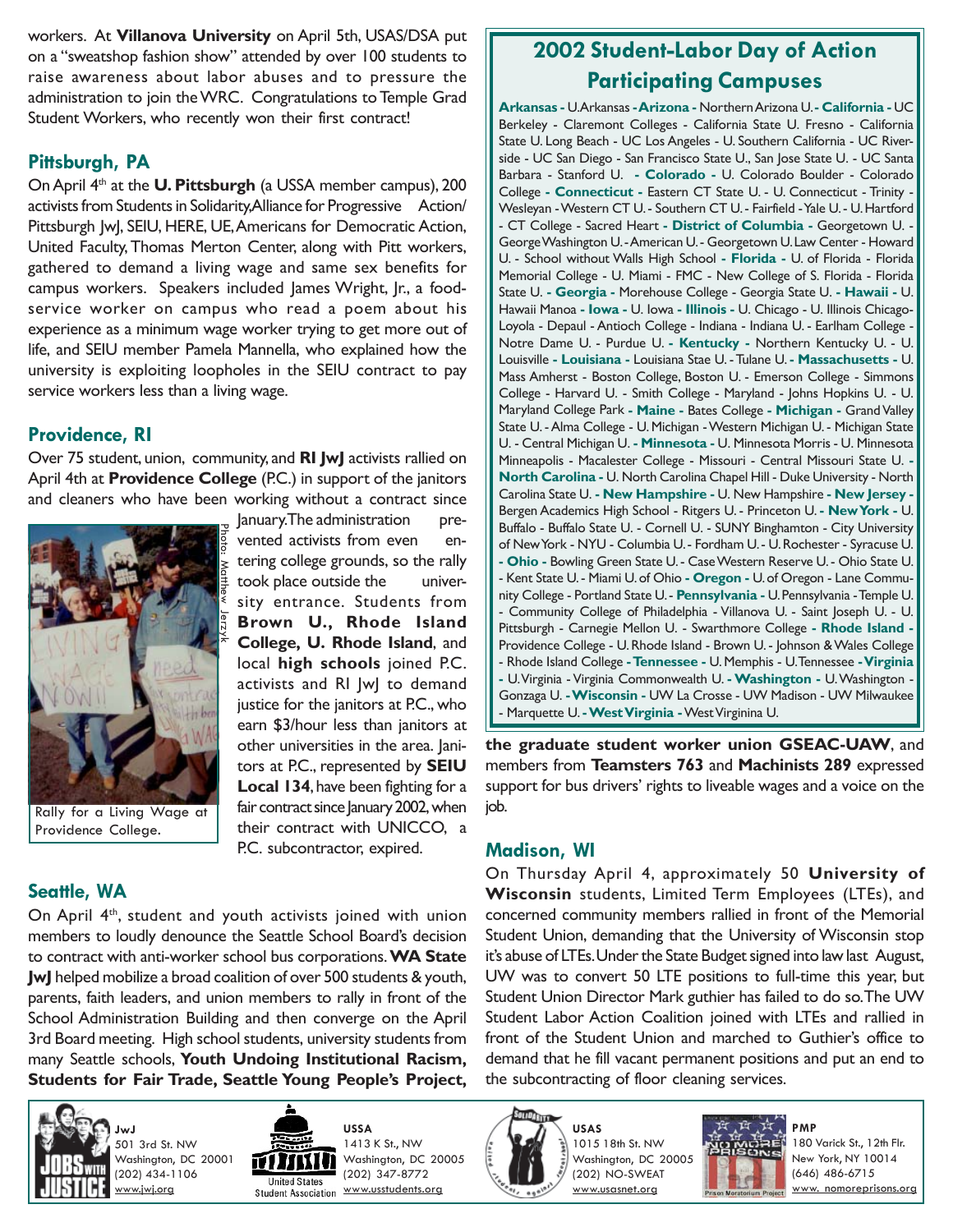workers. At **Villanova University** on April 5th, USAS/DSA put on a "sweatshop fashion show" attended by over 100 students to raise awareness about labor abuses and to pressure the administration to join the WRC. Congratulations to Temple Grad Student Workers, who recently won their first contract!

## Pittsburgh, PA

On April 4th at the **U. Pittsburgh** (a USSA member campus), 200 activists from Students in Solidarity, Alliance for Progressive Action/ Pittsburgh JwJ, SEIU, HERE, UE, Americans for Democratic Action, United Faculty, Thomas Merton Center, along with Pitt workers, gathered to demand a living wage and same sex benefits for campus workers. Speakers included James Wright, Jr., a food-service worker on campus who read a poem about his experience as a minimum wage worker trying to get more out of life, and SEIU member Pamela Mannella, who explained how the university is exploiting loopholes in the SEIU contract to pay service workers less than a living wage.

## Providence, RI

Over 75 student, union, community, and **RI JwJ** activists rallied on April 4th at **Providence College** (P.C.) in support of the janitors and cleaners who have been working without a contract since January. The administration prevented activists from even entering college grounds, so the rally took place outside the university entrance. Students from **Brown U., Rhode Island College, U. Rhode Island**, and local **high schools** joined P.C. activists and RI JwJ to demand justice for the janitors at P.C., who earn $3/hour less than janitors at other universities in the area. Janitors at P.C., represented by **SEIU Local 134**, have been fighting for a fair contract since January 2002, when their contract with UNICCO, a P.C. subcontractor, expired.

Photo: Matthew Jerzyk

Rally for a Living Wage at Providence College.

## Seattle, WA

On April 4th, student and youth activists joined with union members to loudly denounce the Seattle School Board's decision to contract with anti-worker school bus corporations. **WA State JwJ** helped mobilize a broad coalition of over 500 students & youth, parents, faith leaders, and union members to rally in front of the School Administration Building and then converge on the April 3rd Board meeting. High school students, university students from many Seattle schools, **Youth Undoing Institutional Racism, Students for Fair Trade, Seattle Young People's Project, the graduate student worker union GSEAC-UAW**, and members from **Teamsters 763** and **Machinists 289** expressed support for bus drivers' rights to liveable wages and a voice on the job.

## 2002 Student-Labor Day of Action Participating Campuses

**Arkansas -** U.Arkansas **- Arizona -** Northern Arizona U. **- California -** UC Berkeley - Claremont Colleges - California State U. Fresno - California State U. Long Beach - UC Los Angeles - U. Southern California - UC Riverside - UC San Diego - San Francisco State U., San Jose State U. - UC Santa Barbara - Stanford U. **- Colorado -** U. Colorado Boulder - Colorado College **- Connecticut -** Eastern CT State U. - U. Connecticut - Trinity - Wesleyan - Western CT U. - Southern CT U. - Fairfield - Yale U. - U. Hartford - CT College - Sacred Heart **- District of Columbia -** Georgetown U. - George Washington U. - American U. - Georgetown U. Law Center - Howard U. - School without Walls High School **- Florida -** U. of Florida - Florida Memorial College - U. Miami - FMC - New College of S. Florida - Florida State U. **- Georgia -** Morehouse College - Georgia State U. **- Hawaii -** U. Hawaii Manoa **- Iowa -** U. Iowa **- Illinois -** U. Chicago - U. Illinois Chicago-Loyola - Depaul - Antioch College - Indiana - Indiana U. - Earlham College - Notre Dame U. - Purdue U. **- Kentucky -** Northern Kentucky U. - U. Louisville **- Louisiana -** Louisiana Stae U. - Tulane U. **- Massachusetts -** U. Mass Amherst - Boston College, Boston U. - Emerson College - Simmons College - Harvard U. - Smith College - Maryland - Johns Hopkins U. - U. Maryland College Park **- Maine -** Bates College **- Michigan -** Grand Valley State U. - Alma College - U. Michigan - Western Michigan U. - Michigan State U. - Central Michigan U. **- Minnesota -** U. Minnesota Morris - U. Minnesota Minneapolis - Macalester College - Missouri - Central Missouri State U. **- North Carolina -** U. North Carolina Chapel Hill - Duke University - North Carolina State U. **- New Hampshire -** U. New Hampshire **- New Jersey -** Bergen Academics High School - Ritgers U. - Princeton U. **- New York -** U. Buffalo - Buffalo State U. - Cornell U. - SUNY Binghamton - City University of New York - NYU - Columbia U. - Fordham U. - U. Rochester - Syracuse U. **- Ohio -** Bowling Green State U. - Case Western Reserve U. - Ohio State U. - Kent State U. - Miami U. of Ohio **- Oregon -** U. of Oregon - Lane Community College - Portland State U. **- Pennsylvania -** U. Pennsylvania - Temple U. - Community College of Philadelphia - Villanova U. - Saint Joseph U. - U. Pittsburgh - Carnegie Mellon U. - Swarthmore College **- Rhode Island -** Providence College - U. Rhode Island - Brown U. - Johnson & Wales College - Rhode Island College **- Tennessee -** U. Memphis - U. Tennessee **- Virginia -** U. Virginia - Virginia Commonwealth U. **- Washington -** U. Washington - Gonzaga U. **- Wisconsin -** UW La Crosse - UW Madison - UW Milwaukee - Marquette U. **- West Virginia -** West Virginina U.

## Madison, WI

On Thursday April 4, approximately 50 **University of Wisconsin** students, Limited Term Employees (LTEs), and concerned community members rallied in front of the Memorial Student Union, demanding that the University of Wisconsin stop it's abuse of LTEs. Under the State Budget signed into law last August, UW was to convert 50 LTE positions to full-time this year, but Student Union Director Mark guthier has failed to do so. The UW Student Labor Action Coalition joined with LTEs and rallied in front of the Student Union and marched to Guthier's office to demand that he fill vacant permanent positions and put an end to the subcontracting of floor cleaning services.

---

**JwJ**
501 3rd St. NW
Washington, DC 20001
(202) 434-1106
www.jwj.org

**USSA**
1413 K St., NW
Washington, DC 20005
(202) 347-8772
www.usstudents.org

**USAS**
1015 18th St. NW
Washington, DC 20005
(202) NO-SWEAT
www.usasnet.org

**PMP**
180 Varick St., 12th Flr.
New York, NY 10014
(646) 486-6715
www. nomoreprisons.org